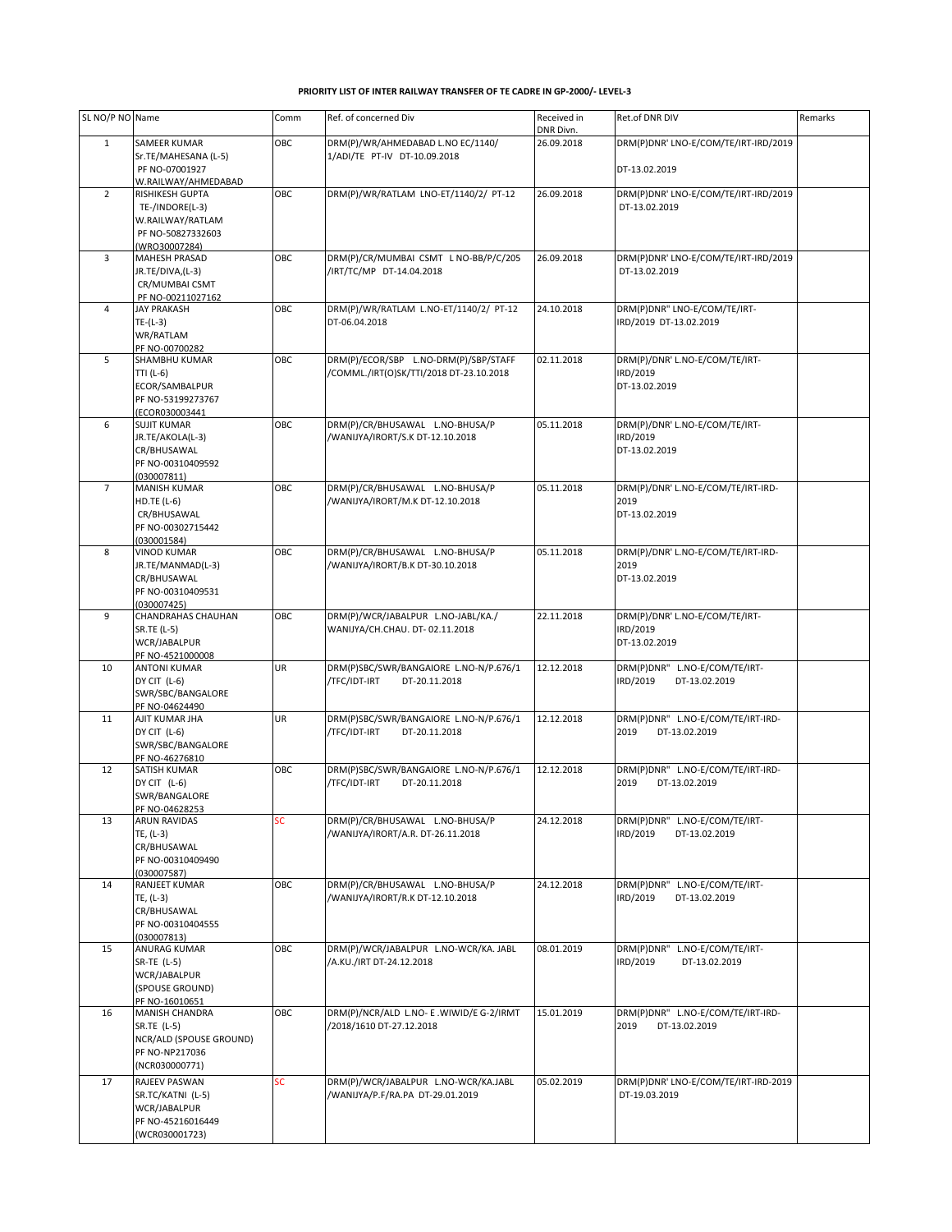**PRIORITY LIST OF INTER RAILWAY TRANSFER OF TE CADRE IN GP-2000/- LEVEL-3**

| SL NO/P NO | Name | Comm | Ref. of concerned Div | Received in DNR Divn. | Ret.of DNR DIV | Remarks |
|---|---|---|---|---|---|---|
| 1 | SAMEER KUMAR Sr.TE/MAHESANA (L-5) PF NO-07001927 W.RAILWAY/AHMEDABAD | OBC | DRM(P)/WR/AHMEDABAD L.NO EC/1140/ 1/ADI/TE PT-IV DT-10.09.2018 | 26.09.2018 | DRM(P)DNR' LNO-E/COM/TE/IRT-IRD/2019 DT-13.02.2019 | |
| 2 | RISHIKESH GUPTA TE-/INDORE(L-3) W.RAILWAY/RATLAM PF NO-50827332603 (WRO30007284) | OBC | DRM(P)/WR/RATLAM LNO-ET/1140/2/ PT-12 | 26.09.2018 | DRM(P)DNR' LNO-E/COM/TE/IRT-IRD/2019 DT-13.02.2019 | |
| 3 | MAHESH PRASAD JR.TE/DIVA,(L-3) CR/MUMBAI CSMT PF NO-00211027162 | OBC | DRM(P)/CR/MUMBAI CSMT L NO-BB/P/C/205 /IRT/TC/MP DT-14.04.2018 | 26.09.2018 | DRM(P)DNR' LNO-E/COM/TE/IRT-IRD/2019 DT-13.02.2019 | |
| 4 | JAY PRAKASH TE-(L-3) WR/RATLAM PF NO-00700282 | OBC | DRM(P)/WR/RATLAM L.NO-ET/1140/2/ PT-12 DT-06.04.2018 | 24.10.2018 | DRM(P)DNR" LNO-E/COM/TE/IRT-IRD/2019 DT-13.02.2019 | |
| 5 | SHAMBHU KUMAR TTI (L-6) ECOR/SAMBALPUR PF NO-53199273767 (ECOR030003441 | OBC | DRM(P)/ECOR/SBP L.NO-DRM(P)/SBP/STAFF /COMML./IRT(O)SK/TTI/2018 DT-23.10.2018 | 02.11.2018 | DRM(P)/DNR' L.NO-E/COM/TE/IRT-IRD/2019 DT-13.02.2019 | |
| 6 | SUJIT KUMAR JR.TE/AKOLA(L-3) CR/BHUSAWAL PF NO-00310409592 (030007811) | OBC | DRM(P)/CR/BHUSAWAL L.NO-BHUSA/P /WANIJYA/IRORT/S.K DT-12.10.2018 | 05.11.2018 | DRM(P)/DNR' L.NO-E/COM/TE/IRT-IRD/2019 DT-13.02.2019 | |
| 7 | MANISH KUMAR HD.TE (L-6) CR/BHUSAWAL PF NO-00302715442 (030001584) | OBC | DRM(P)/CR/BHUSAWAL L.NO-BHUSA/P /WANIJYA/IRORT/M.K DT-12.10.2018 | 05.11.2018 | DRM(P)/DNR' L.NO-E/COM/TE/IRT-IRD-2019 DT-13.02.2019 | |
| 8 | VINOD KUMAR JR.TE/MANMAD(L-3) CR/BHUSAWAL PF NO-00310409531 (030007425) | OBC | DRM(P)/CR/BHUSAWAL L.NO-BHUSA/P /WANIJYA/IRORT/B.K DT-30.10.2018 | 05.11.2018 | DRM(P)/DNR' L.NO-E/COM/TE/IRT-IRD-2019 DT-13.02.2019 | |
| 9 | CHANDRAHAS CHAUHAN SR.TE (L-5) WCR/JABALPUR PF NO-4521000008 | OBC | DRM(P)/WCR/JABALPUR L.NO-JABL/KA./ WANIJYA/CH.CHAU. DT- 02.11.2018 | 22.11.2018 | DRM(P)/DNR' L.NO-E/COM/TE/IRT-IRD/2019 DT-13.02.2019 | |
| 10 | ANTONI KUMAR DY CIT (L-6) SWR/SBC/BANGALORE PF NO-04624490 | UR | DRM(P)SBC/SWR/BANGAIORE L.NO-N/P.676/1 /TFC/IDT-IRT DT-20.11.2018 | 12.12.2018 | DRM(P)DNR" L.NO-E/COM/TE/IRT-IRD/2019 DT-13.02.2019 | |
| 11 | AJIT KUMAR JHA DY CIT (L-6) SWR/SBC/BANGALORE PF NO-46276810 | UR | DRM(P)SBC/SWR/BANGAIORE L.NO-N/P.676/1 /TFC/IDT-IRT DT-20.11.2018 | 12.12.2018 | DRM(P)DNR" L.NO-E/COM/TE/IRT-IRD-2019 DT-13.02.2019 | |
| 12 | SATISH KUMAR DY CIT (L-6) SWR/BANGALORE PF NO-04628253 | OBC | DRM(P)SBC/SWR/BANGAIORE L.NO-N/P.676/1 /TFC/IDT-IRT DT-20.11.2018 | 12.12.2018 | DRM(P)DNR" L.NO-E/COM/TE/IRT-IRD-2019 DT-13.02.2019 | |
| 13 | ARUN RAVIDAS TE, (L-3) CR/BHUSAWAL PF NO-00310409490 (030007587) | SC | DRM(P)/CR/BHUSAWAL L.NO-BHUSA/P /WANIJYA/IRORT/A.R. DT-26.11.2018 | 24.12.2018 | DRM(P)DNR" L.NO-E/COM/TE/IRT-IRD/2019 DT-13.02.2019 | |
| 14 | RANJEET KUMAR TE, (L-3) CR/BHUSAWAL PF NO-00310404555 (030007813) | OBC | DRM(P)/CR/BHUSAWAL L.NO-BHUSA/P /WANIJYA/IRORT/R.K DT-12.10.2018 | 24.12.2018 | DRM(P)DNR" L.NO-E/COM/TE/IRT-IRD/2019 DT-13.02.2019 | |
| 15 | ANURAG KUMAR SR-TE (L-5) WCR/JABALPUR (SPOUSE GROUND) PF NO-16010651 | OBC | DRM(P)/WCR/JABALPUR L.NO-WCR/KA. JABL /A.KU./IRT DT-24.12.2018 | 08.01.2019 | DRM(P)DNR" L.NO-E/COM/TE/IRT-IRD/2019 DT-13.02.2019 | |
| 16 | MANISH CHANDRA SR.TE (L-5) NCR/ALD (SPOUSE GROUND) PF NO-NP217036 (NCR030000771) | OBC | DRM(P)/NCR/ALD L.NO- E .WIWID/E G-2/IRMT /2018/1610 DT-27.12.2018 | 15.01.2019 | DRM(P)DNR" L.NO-E/COM/TE/IRT-IRD-2019 DT-13.02.2019 | |
| 17 | RAJEEV PASWAN SR.TC/KATNI (L-5) WCR/JABALPUR PF NO-45216016449 (WCR030001723) | SC | DRM(P)/WCR/JABALPUR L.NO-WCR/KA.JABL /WANIJYA/P.F/RA.PA DT-29.01.2019 | 05.02.2019 | DRM(P)DNR' LNO-E/COM/TE/IRT-IRD-2019 DT-19.03.2019 | |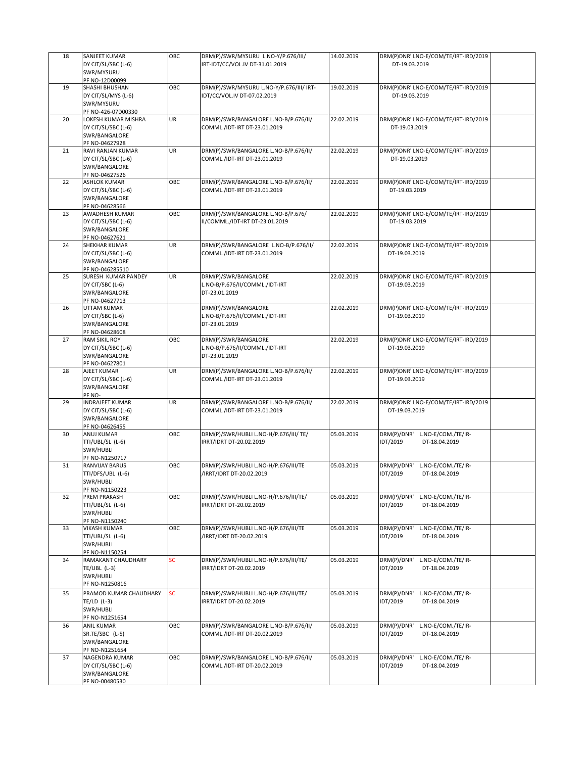| 18 | SANJEET KUMAR<br>DY CIT/SL/SBC (L-6)<br>SWR/MYSURU<br>PF NO-12D00099 | OBC | DRM(P)/SWR/MYSURU L.NO-Y/P.676/III/ IRT-IDT/CC/VOL.IV DT-31.01.2019 | 14.02.2019 | DRM(P)DNR' LNO-E/COM/TE/IRT-IRD/2019 DT-19.03.2019 | |
|---|---|---|---|---|---|---|
| 19 | SHASHI BHUSHAN<br>DY CIT/SL/MYS (L-6)<br>SWR/MYSURU<br>PF NO-426-07D00330 | OBC | DRM(P)/SWR/MYSURU L.NO-Y/P.676/III/ IRT-IDT/CC/VOL.IV DT-07.02.2019 | 19.02.2019 | DRM(P)DNR' LNO-E/COM/TE/IRT-IRD/2019 DT-19.03.2019 | |
| 20 | LOKESH KUMAR MISHRA<br>DY CIT/SL/SBC (L-6)<br>SWR/BANGALORE<br>PF NO-04627928 | UR | DRM(P)/SWR/BANGALORE L.NO-B/P.676/II/ COMML./IDT-IRT DT-23.01.2019 | 22.02.2019 | DRM(P)DNR' LNO-E/COM/TE/IRT-IRD/2019 DT-19.03.2019 | |
| 21 | RAVI RANJAN KUMAR<br>DY CIT/SL/SBC (L-6)<br>SWR/BANGALORE<br>PF NO-04627526 | UR | DRM(P)/SWR/BANGALORE L.NO-B/P.676/II/ COMML./IDT-IRT DT-23.01.2019 | 22.02.2019 | DRM(P)DNR' LNO-E/COM/TE/IRT-IRD/2019 DT-19.03.2019 | |
| 22 | ASHLOK KUMAR<br>DY CIT/SL/SBC (L-6)<br>SWR/BANGALORE<br>PF NO-04628566 | OBC | DRM(P)/SWR/BANGALORE L.NO-B/P.676/II/ COMML./IDT-IRT DT-23.01.2019 | 22.02.2019 | DRM(P)DNR' LNO-E/COM/TE/IRT-IRD/2019 DT-19.03.2019 | |
| 23 | AWADHESH KUMAR<br>DY CIT/SL/SBC (L-6)<br>SWR/BANGALORE<br>PF NO-04627621 | OBC | DRM(P)/SWR/BANGALORE L.NO-B/P.676/ II/COMML./IDT-IRT DT-23.01.2019 | 22.02.2019 | DRM(P)DNR' LNO-E/COM/TE/IRT-IRD/2019 DT-19.03.2019 | |
| 24 | SHEKHAR KUMAR<br>DY CIT/SL/SBC (L-6)<br>SWR/BANGALORE<br>PF NO-046285510 | UR | DRM(P)/SWR/BANGALORE L.NO-B/P.676/II/ COMML./IDT-IRT DT-23.01.2019 | 22.02.2019 | DRM(P)DNR' LNO-E/COM/TE/IRT-IRD/2019 DT-19.03.2019 | |
| 25 | SURESH KUMAR PANDEY<br>DY CIT/SBC (L-6)<br>SWR/BANGALORE<br>PF NO-04627713 | UR | DRM(P)/SWR/BANGALORE L.NO-B/P.676/II/COMML./IDT-IRT DT-23.01.2019 | 22.02.2019 | DRM(P)DNR' LNO-E/COM/TE/IRT-IRD/2019 DT-19.03.2019 | |
| 26 | UTTAM KUMAR<br>DY CIT/SBC (L-6)<br>SWR/BANGALORE<br>PF NO-04628608 | | DRM(P)/SWR/BANGALORE L.NO-B/P.676/II/COMML./IDT-IRT DT-23.01.2019 | 22.02.2019 | DRM(P)DNR' LNO-E/COM/TE/IRT-IRD/2019 DT-19.03.2019 | |
| 27 | RAM SIKIL ROY<br>DY CIT/SL/SBC (L-6)<br>SWR/BANGALORE<br>PF NO-04627801 | OBC | DRM(P)/SWR/BANGALORE L.NO-B/P.676/II/COMML./IDT-IRT DT-23.01.2019 | 22.02.2019 | DRM(P)DNR' LNO-E/COM/TE/IRT-IRD/2019 DT-19.03.2019 | |
| 28 | AJEET KUMAR<br>DY CIT/SL/SBC (L-6)<br>SWR/BANGALORE<br>PF NO- | UR | DRM(P)/SWR/BANGALORE L.NO-B/P.676/II/ COMML./IDT-IRT DT-23.01.2019 | 22.02.2019 | DRM(P)DNR' LNO-E/COM/TE/IRT-IRD/2019 DT-19.03.2019 | |
| 29 | INDRAJEET KUMAR<br>DY CIT/SL/SBC (L-6)<br>SWR/BANGALORE<br>PF NO-04626455 | UR | DRM(P)/SWR/BANGALORE L.NO-B/P.676/II/ COMML./IDT-IRT DT-23.01.2019 | 22.02.2019 | DRM(P)DNR' LNO-E/COM/TE/IRT-IRD/2019 DT-19.03.2019 | |
| 30 | ANUJ KUMAR<br>TTI/UBL/SL (L-6)<br>SWR/HUBLI<br>PF NO-N1250717 | OBC | DRM(P)/SWR/HUBLI L.NO-H/P.676/III/ TE/ IRRT/IDRT DT-20.02.2019 | 05.03.2019 | DRM(P)/DNR' L.NO-E/COM./TE/IR-IDT/2019 DT-18.04.2019 | |
| 31 | RANVIJAY BARUS<br>TTI/DFS/UBL (L-6)<br>SWR/HUBLI<br>PF NO-N1150223 | OBC | DRM(P)/SWR/HUBLI L.NO-H/P.676/III/TE /IRRT/IDRT DT-20.02.2019 | 05.03.2019 | DRM(P)/DNR' L.NO-E/COM./TE/IR-IDT/2019 DT-18.04.2019 | |
| 32 | PREM PRAKASH<br>TTI/UBL/SL (L-6)<br>SWR/HUBLI<br>PF NO-N1150240 | OBC | DRM(P)/SWR/HUBLI L.NO-H/P.676/III/TE/ IRRT/IDRT DT-20.02.2019 | 05.03.2019 | DRM(P)/DNR' L.NO-E/COM./TE/IR-IDT/2019 DT-18.04.2019 | |
| 33 | VIKASH KUMAR<br>TTI/UBL/SL (L-6)<br>SWR/HUBLI<br>PF NO-N1150254 | OBC | DRM(P)/SWR/HUBLI L.NO-H/P.676/III/TE /IRRT/IDRT DT-20.02.2019 | 05.03.2019 | DRM(P)/DNR' L.NO-E/COM./TE/IR-IDT/2019 DT-18.04.2019 | |
| 34 | RAMAKANT CHAUDHARY<br>TE/UBL (L-3)<br>SWR/HUBLI<br>PF NO-N1250816 | SC | DRM(P)/SWR/HUBLI L.NO-H/P.676/III/TE/ IRRT/IDRT DT-20.02.2019 | 05.03.2019 | DRM(P)/DNR' L.NO-E/COM./TE/IR-IDT/2019 DT-18.04.2019 | |
| 35 | PRAMOD KUMAR CHAUDHARY<br>TE/LD (L-3)<br>SWR/HUBLI<br>PF NO-N1251654 | SC | DRM(P)/SWR/HUBLI L.NO-H/P.676/III/TE/ IRRT/IDRT DT-20.02.2019 | 05.03.2019 | DRM(P)/DNR' L.NO-E/COM./TE/IR-IDT/2019 DT-18.04.2019 | |
| 36 | ANIL KUMAR<br>SR.TE/SBC (L-5)<br>SWR/BANGALORE<br>PF NO-N1251654 | OBC | DRM(P)/SWR/BANGALORE L.NO-B/P.676/II/ COMML./IDT-IRT DT-20.02.2019 | 05.03.2019 | DRM(P)/DNR' L.NO-E/COM./TE/IR-IDT/2019 DT-18.04.2019 | |
| 37 | NAGENDRA KUMAR<br>DY CIT/SL/SBC (L-6)<br>SWR/BANGALORE<br>PF NO-00480530 | OBC | DRM(P)/SWR/BANGALORE L.NO-B/P.676/II/ COMML./IDT-IRT DT-20.02.2019 | 05.03.2019 | DRM(P)/DNR' L.NO-E/COM./TE/IR-IDT/2019 DT-18.04.2019 | |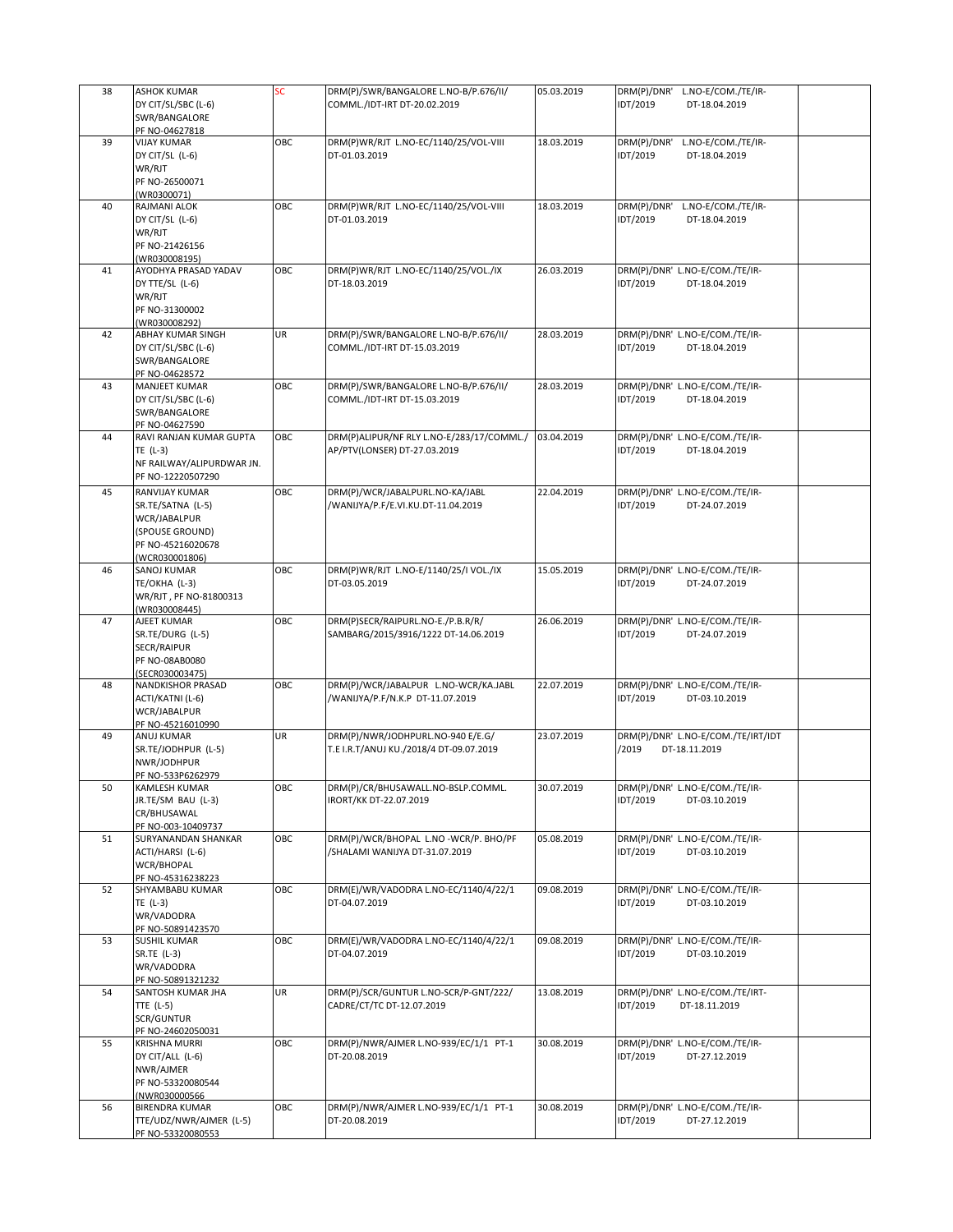| | | | | | | |
|---|---|---|---|---|---|---|
| 38 | ASHOK KUMAR<br>DY CIT/SL/SBC (L-6)<br>SWR/BANGALORE<br>PF NO-04627818 | SC | DRM(P)/SWR/BANGALORE L.NO-B/P.676/II/<br>COMML./IDT-IRT DT-20.02.2019 | 05.03.2019 | DRM(P)/DNR' L.NO-E/COM./TE/IR-<br>IDT/2019 DT-18.04.2019 | |
| 39 | VIJAY KUMAR<br>DY CIT/SL (L-6)<br>WR/RJT<br>PF NO-26500071<br>(WR0300071) | OBC | DRM(P)WR/RJT L.NO-EC/1140/25/VOL-VIII<br>DT-01.03.2019 | 18.03.2019 | DRM(P)/DNR' L.NO-E/COM./TE/IR-<br>IDT/2019 DT-18.04.2019 | |
| 40 | RAJMANI ALOK<br>DY CIT/SL (L-6)<br>WR/RJT<br>PF NO-21426156<br>(WR030008195) | OBC | DRM(P)WR/RJT L.NO-EC/1140/25/VOL-VIII<br>DT-01.03.2019 | 18.03.2019 | DRM(P)/DNR' L.NO-E/COM./TE/IR-<br>IDT/2019 DT-18.04.2019 | |
| 41 | AYODHYA PRASAD YADAV<br>DY TTE/SL (L-6)<br>WR/RJT<br>PF NO-31300002<br>(WR030008292) | OBC | DRM(P)WR/RJT L.NO-EC/1140/25/VOL./IX<br>DT-18.03.2019 | 26.03.2019 | DRM(P)/DNR' L.NO-E/COM./TE/IR-<br>IDT/2019 DT-18.04.2019 | |
| 42 | ABHAY KUMAR SINGH<br>DY CIT/SL/SBC (L-6)<br>SWR/BANGALORE<br>PF NO-04628572 | UR | DRM(P)/SWR/BANGALORE L.NO-B/P.676/II/<br>COMML./IDT-IRT DT-15.03.2019 | 28.03.2019 | DRM(P)/DNR' L.NO-E/COM./TE/IR-<br>IDT/2019 DT-18.04.2019 | |
| 43 | MANJEET KUMAR<br>DY CIT/SL/SBC (L-6)<br>SWR/BANGALORE<br>PF NO-04627590 | OBC | DRM(P)/SWR/BANGALORE L.NO-B/P.676/II/<br>COMML./IDT-IRT DT-15.03.2019 | 28.03.2019 | DRM(P)/DNR' L.NO-E/COM./TE/IR-<br>IDT/2019 DT-18.04.2019 | |
| 44 | RAVI RANJAN KUMAR GUPTA<br>TE (L-3)<br>NF RAILWAY/ALIPURDWAR JN.<br>PF NO-12220507290 | OBC | DRM(P)ALIPUR/NF RLY L.NO-E/283/17/COMML./<br>AP/PTV(LONSER) DT-27.03.2019 | 03.04.2019 | DRM(P)/DNR' L.NO-E/COM./TE/IR-<br>IDT/2019 DT-18.04.2019 | |
| 45 | RANVIJAY KUMAR<br>SR.TE/SATNA (L-5)<br>WCR/JABALPUR<br>(SPOUSE GROUND)<br>PF NO-45216020678<br>(WCR030001806) | OBC | DRM(P)/WCR/JABALPURL.NO-KA/JABL<br>/WANIJYA/P.F/E.VI.KU.DT-11.04.2019 | 22.04.2019 | DRM(P)/DNR' L.NO-E/COM./TE/IR-<br>IDT/2019 DT-24.07.2019 | |
| 46 | SANOJ KUMAR<br>TE/OKHA (L-3)<br>WR/RJT , PF NO-81800313<br>(WR030008445) | OBC | DRM(P)WR/RJT L.NO-E/1140/25/I VOL./IX<br>DT-03.05.2019 | 15.05.2019 | DRM(P)/DNR' L.NO-E/COM./TE/IR-<br>IDT/2019 DT-24.07.2019 | |
| 47 | AJEET KUMAR<br>SR.TE/DURG (L-5)<br>SECR/RAIPUR<br>PF NO-08AB0080<br>(SECR030003475) | OBC | DRM(P)SECR/RAIPURL.NO-E./P.B.R/R/<br>SAMBARG/2015/3916/1222 DT-14.06.2019 | 26.06.2019 | DRM(P)/DNR' L.NO-E/COM./TE/IR-<br>IDT/2019 DT-24.07.2019 | |
| 48 | NANDKISHOR PRASAD<br>ACTI/KATNI (L-6)<br>WCR/JABALPUR<br>PF NO-45216010990 | OBC | DRM(P)/WCR/JABALPUR L.NO-WCR/KA.JABL<br>/WANIJYA/P.F/N.K.P DT-11.07.2019 | 22.07.2019 | DRM(P)/DNR' L.NO-E/COM./TE/IR-<br>IDT/2019 DT-03.10.2019 | |
| 49 | ANUJ KUMAR<br>SR.TE/JODHPUR (L-5)<br>NWR/JODHPUR<br>PF NO-533P6262979 | UR | DRM(P)/NWR/JODHPURL.NO-940 E/E.G/<br>T.E I.R.T/ANUJ KU./2018/4 DT-09.07.2019 | 23.07.2019 | DRM(P)/DNR' L.NO-E/COM./TE/IRT/IDT<br>/2019 DT-18.11.2019 | |
| 50 | KAMLESH KUMAR<br>JR.TE/SM BAU (L-3)<br>CR/BHUSAWAL<br>PF NO-003-10409737 | OBC | DRM(P)/CR/BHUSAWALL.NO-BSLP.COMML.<br>IRORT/KK DT-22.07.2019 | 30.07.2019 | DRM(P)/DNR' L.NO-E/COM./TE/IR-<br>IDT/2019 DT-03.10.2019 | |
| 51 | SURYANANDAN SHANKAR<br>ACTI/HARSI (L-6)<br>WCR/BHOPAL<br>PF NO-45316238223 | OBC | DRM(P)/WCR/BHOPAL L.NO -WCR/P. BHO/PF<br>/SHALAMI WANIJYA DT-31.07.2019 | 05.08.2019 | DRM(P)/DNR' L.NO-E/COM./TE/IR-<br>IDT/2019 DT-03.10.2019 | |
| 52 | SHYAMBABU KUMAR<br>TE (L-3)<br>WR/VADODRA<br>PF NO-50891423570 | OBC | DRM(E)/WR/VADODRA L.NO-EC/1140/4/22/1<br>DT-04.07.2019 | 09.08.2019 | DRM(P)/DNR' L.NO-E/COM./TE/IR-<br>IDT/2019 DT-03.10.2019 | |
| 53 | SUSHIL KUMAR<br>SR.TE (L-3)<br>WR/VADODRA<br>PF NO-50891321232 | OBC | DRM(E)/WR/VADODRA L.NO-EC/1140/4/22/1<br>DT-04.07.2019 | 09.08.2019 | DRM(P)/DNR' L.NO-E/COM./TE/IR-<br>IDT/2019 DT-03.10.2019 | |
| 54 | SANTOSH KUMAR JHA<br>TTE (L-5)<br>SCR/GUNTUR<br>PF NO-24602050031 | UR | DRM(P)/SCR/GUNTUR L.NO-SCR/P-GNT/222/<br>CADRE/CT/TC DT-12.07.2019 | 13.08.2019 | DRM(P)/DNR' L.NO-E/COM./TE/IRT-<br>IDT/2019 DT-18.11.2019 | |
| 55 | KRISHNA MURRI<br>DY CIT/ALL (L-6)<br>NWR/AJMER<br>PF NO-53320080544<br>(NWR030000566 | OBC | DRM(P)/NWR/AJMER L.NO-939/EC/1/1 PT-1<br>DT-20.08.2019 | 30.08.2019 | DRM(P)/DNR' L.NO-E/COM./TE/IR-<br>IDT/2019 DT-27.12.2019 | |
| 56 | BIRENDRA KUMAR<br>TTE/UDZ/NWR/AJMER (L-5)<br>PF NO-53320080553 | OBC | DRM(P)/NWR/AJMER L.NO-939/EC/1/1 PT-1<br>DT-20.08.2019 | 30.08.2019 | DRM(P)/DNR' L.NO-E/COM./TE/IR-<br>IDT/2019 DT-27.12.2019 | |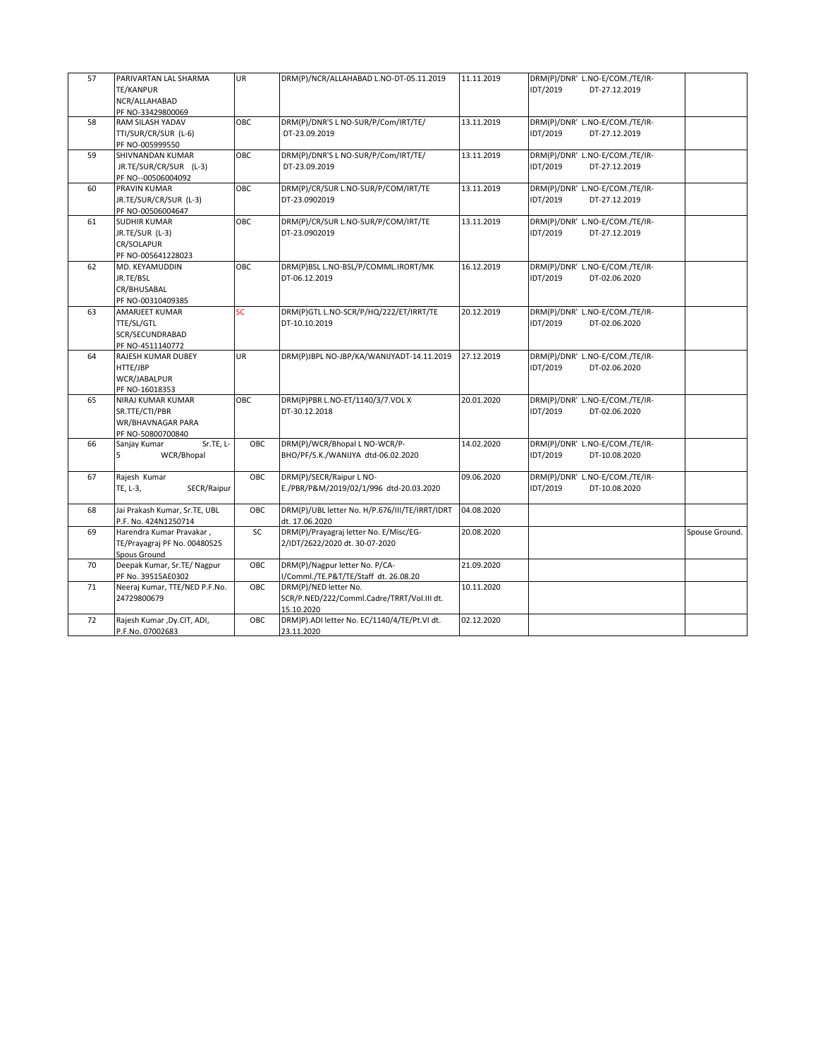| | | | | | | |
|---|---|---|---|---|---|---|
| 57 | PARIVARTAN LAL SHARMA TE/KANPUR NCR/ALLAHABAD PF NO-33429800069 | UR | DRM(P)/NCR/ALLAHABAD L.NO-DT-05.11.2019 | 11.11.2019 | DRM(P)/DNR' L.NO-E/COM./TE/IR-IDT/2019 DT-27.12.2019 | |
| 58 | RAM SILASH YADAV TTI/SUR/CR/SUR (L-6) PF NO-005999550 | OBC | DRM(P)/DNR'S L NO-SUR/P/Com/IRT/TE/ DT-23.09.2019 | 13.11.2019 | DRM(P)/DNR' L.NO-E/COM./TE/IR-IDT/2019 DT-27.12.2019 | |
| 59 | SHIVNANDAN KUMAR JR.TE/SUR/CR/SUR (L-3) PF NO--00506004092 | OBC | DRM(P)/DNR'S L NO-SUR/P/Com/IRT/TE/ DT-23.09.2019 | 13.11.2019 | DRM(P)/DNR' L.NO-E/COM./TE/IR-IDT/2019 DT-27.12.2019 | |
| 60 | PRAVIN KUMAR JR.TE/SUR/CR/SUR (L-3) PF NO-00506004647 | OBC | DRM(P)/CR/SUR L.NO-SUR/P/COM/IRT/TE DT-23.0902019 | 13.11.2019 | DRM(P)/DNR' L.NO-E/COM./TE/IR-IDT/2019 DT-27.12.2019 | |
| 61 | SUDHIR KUMAR JR.TE/SUR (L-3) CR/SOLAPUR PF NO-005641228023 | OBC | DRM(P)/CR/SUR L.NO-SUR/P/COM/IRT/TE DT-23.0902019 | 13.11.2019 | DRM(P)/DNR' L.NO-E/COM./TE/IR-IDT/2019 DT-27.12.2019 | |
| 62 | MD. KEYAMUDDIN JR.TE/BSL CR/BHUSABAL PF NO-00310409385 | OBC | DRM(P)BSL L.NO-BSL/P/COMML.IRORT/MK DT-06.12.2019 | 16.12.2019 | DRM(P)/DNR' L.NO-E/COM./TE/IR-IDT/2019 DT-02.06.2020 | |
| 63 | AMARJEET KUMAR TTE/SL/GTL SCR/SECUNDRABAD PF NO-4511140772 | SC | DRM(P)GTL L.NO-SCR/P/HQ/222/ET/IRRT/TE DT-10.10.2019 | 20.12.2019 | DRM(P)/DNR' L.NO-E/COM./TE/IR-IDT/2019 DT-02.06.2020 | |
| 64 | RAJESH KUMAR DUBEY HTTE/JBP WCR/JABALPUR PF NO-16018353 | UR | DRM(P)JBPL NO-JBP/KA/WANIJYADT-14.11.2019 | 27.12.2019 | DRM(P)/DNR' L.NO-E/COM./TE/IR-IDT/2019 DT-02.06.2020 | |
| 65 | NIRAJ KUMAR KUMAR SR.TTE/CTI/PBR WR/BHAVNAGAR PARA PF NO-50800700840 | OBC | DRM(P)PBR L.NO-ET/1140/3/7.VOL X DT-30.12.2018 | 20.01.2020 | DRM(P)/DNR' L.NO-E/COM./TE/IR-IDT/2019 DT-02.06.2020 | |
| 66 | Sanjay Kumar Sr.TE, L-5 WCR/Bhopal | OBC | DRM(P)/WCR/Bhopal L NO-WCR/P-BHO/PF/S.K./WANIJYA dtd-06.02.2020 | 14.02.2020 | DRM(P)/DNR' L.NO-E/COM./TE/IR-IDT/2019 DT-10.08.2020 | |
| 67 | Rajesh Kumar TE, L-3, SECR/Raipur | OBC | DRM(P)/SECR/Raipur L NO-E./PBR/P&M/2019/02/1/996 dtd-20.03.2020 | 09.06.2020 | DRM(P)/DNR' L.NO-E/COM./TE/IR-IDT/2019 DT-10.08.2020 | |
| 68 | Jai Prakash Kumar, Sr.TE, UBL P.F. No. 424N1250714 | OBC | DRM(P)/UBL letter No. H/P.676/III/TE/IRRT/IDRT dt. 17.06.2020 | 04.08.2020 | | |
| 69 | Harendra Kumar Pravakar , TE/Prayagraj PF No. 00480525 Spous Ground | SC | DRM(P)/Prayagraj letter No. E/Misc/EG-2/IDT/2622/2020 dt. 30-07-2020 | 20.08.2020 | | Spouse Ground. |
| 70 | Deepak Kumar, Sr.TE/ Nagpur PF No. 39515AE0302 | OBC | DRM(P)/Nagpur letter No. P/CA-I/Comml./TE.P&T/TE/Staff dt. 26.08.20 | 21.09.2020 | | |
| 71 | Neeraj Kumar, TTE/NED P.F.No. 24729800679 | OBC | DRM(P)/NED letter No. SCR/P.NED/222/Comml.Cadre/TRRT/Vol.III dt. 15.10.2020 | 10.11.2020 | | |
| 72 | Rajesh Kumar ,Dy.CIT, ADI, P.F.No. 07002683 | OBC | DRM)P).ADI letter No. EC/1140/4/TE/Pt.VI dt. 23.11.2020 | 02.12.2020 | | |